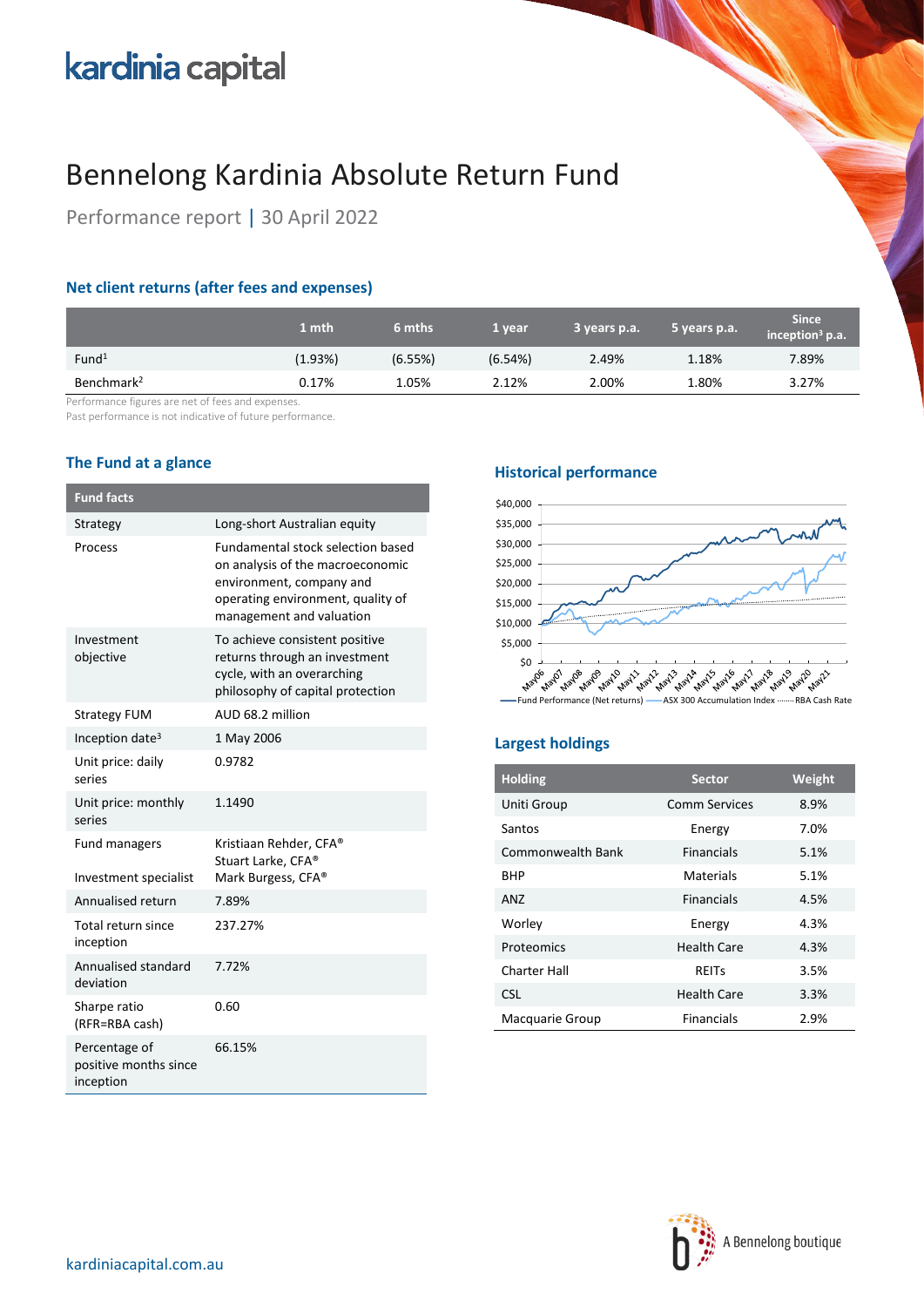kardinia capital

# Bennelong Kardinia Absolute Return Fund

Performance report | 30 April 2022

## Net client returns (after fees and expenses)

| | 1 mth | 6 mths | 1 year | 3 years p.a. | 5 years p.a. | Since inception[3] p.a. |
|---|---|---|---|---|---|---|
| Fund[1] | (1.93%) | (6.55%) | (6.54%) | 2.49% | 1.18% | 7.89% |
| Benchmark[2] | 0.17% | 1.05% | 2.12% | 2.00% | 1.80% | 3.27% |

Performance figures are net of fees and expenses.
Past performance is not indicative of future performance.

## The Fund at a glance

| Fund facts | |
|---|---|
| Strategy | Long-short Australian equity |
| Process | Fundamental stock selection based on analysis of the macroeconomic environment, company and operating environment, quality of management and valuation |
| Investment objective | To achieve consistent positive returns through an investment cycle, with an overarching philosophy of capital protection |
| Strategy FUM | AUD 68.2 million |
| Inception date[3] | 1 May 2006 |
| Unit price: daily series | 0.9782 |
| Unit price: monthly series | 1.1490 |
| Fund managers | Kristiaan Rehder, CFA® Stuart Larke, CFA® |
| Investment specialist | Mark Burgess, CFA® |
| Annualised return | 7.89% |
| Total return since inception | 237.27% |
| Annualised standard deviation | 7.72% |
| Sharpe ratio (RFR=RBA cash) | 0.60 |
| Percentage of positive months since inception | 66.15% |

## Historical performance

Fund Performance (Net returns) — ASX 300 Accumulation Index — RBA Cash Rate

## Largest holdings

| Holding | Sector | Weight |
|---|---|---|
| Uniti Group | Comm Services | 8.9% |
| Santos | Energy | 7.0% |
| Commonwealth Bank | Financials | 5.1% |
| BHP | Materials | 5.1% |
| ANZ | Financials | 4.5% |
| Worley | Energy | 4.3% |
| Proteomics | Health Care | 4.3% |
| Charter Hall | REITs | 3.5% |
| CSL | Health Care | 3.3% |
| Macquarie Group | Financials | 2.9% |

kardiniacapital.com.au

A Bennelong boutique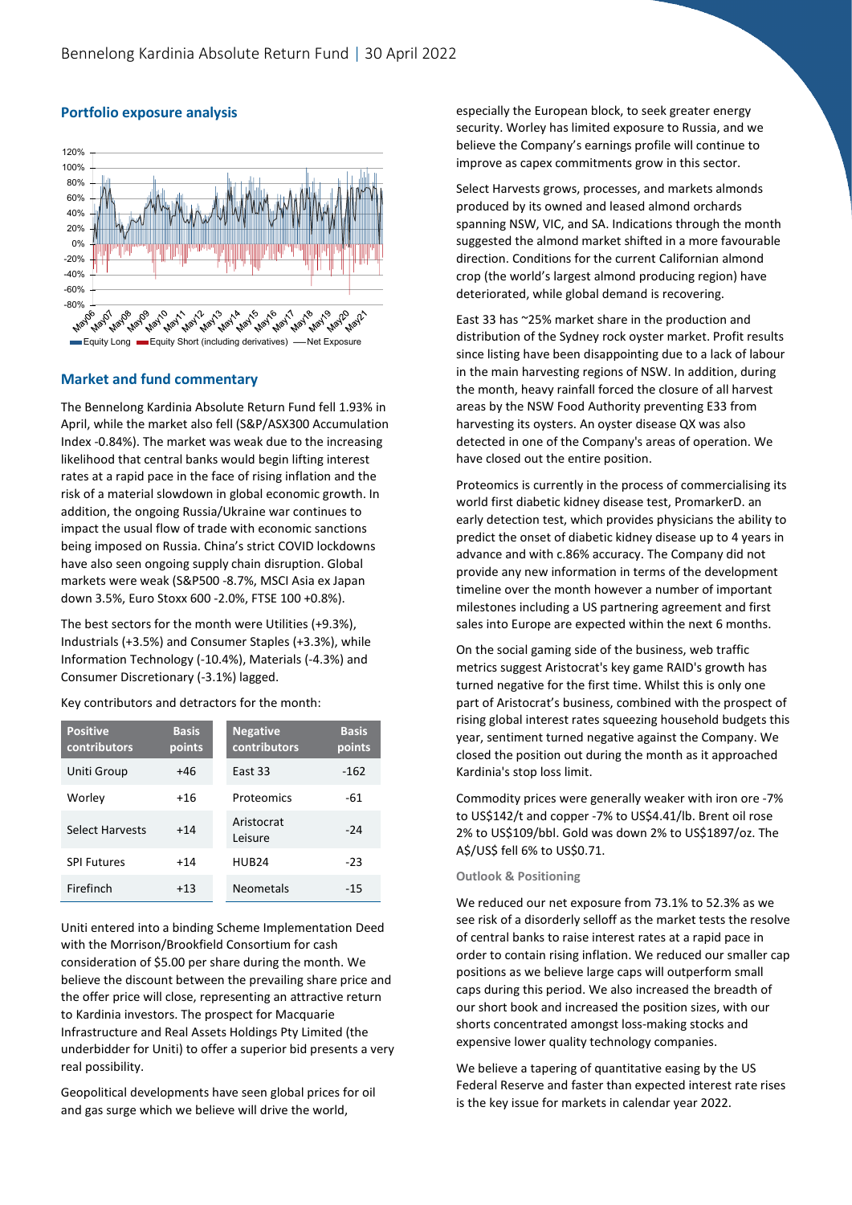## Portfolio exposure analysis

## Market and fund commentary

The Bennelong Kardinia Absolute Return Fund fell 1.93% in April, while the market also fell (S&P/ASX300 Accumulation Index -0.84%). The market was weak due to the increasing likelihood that central banks would begin lifting interest rates at a rapid pace in the face of rising inflation and the risk of a material slowdown in global economic growth. In addition, the ongoing Russia/Ukraine war continues to impact the usual flow of trade with economic sanctions being imposed on Russia. China's strict COVID lockdowns have also seen ongoing supply chain disruption. Global markets were weak (S&P500 -8.7%, MSCI Asia ex Japan down 3.5%, Euro Stoxx 600 -2.0%, FTSE 100 +0.8%).

The best sectors for the month were Utilities (+9.3%), Industrials (+3.5%) and Consumer Staples (+3.3%), while Information Technology (-10.4%), Materials (-4.3%) and Consumer Discretionary (-3.1%) lagged.

Key contributors and detractors for the month:

| Positive contributors | Basis points |
|---|---|
| Uniti Group | +46 |
| Worley | +16 |
| Select Harvests | +14 |
| SPI Futures | +14 |
| Firefinch | +13 |

| Negative contributors | Basis points |
|---|---|
| East 33 | -162 |
| Proteomics | -61 |
| Aristocrat Leisure | -24 |
| HUB24 | -23 |
| Neometals | -15 |

Uniti entered into a binding Scheme Implementation Deed with the Morrison/Brookfield Consortium for cash consideration of $5.00 per share during the month. We believe the discount between the prevailing share price and the offer price will close, representing an attractive return to Kardinia investors. The prospect for Macquarie Infrastructure and Real Assets Holdings Pty Limited (the underbidder for Uniti) to offer a superior bid presents a very real possibility.

Geopolitical developments have seen global prices for oil and gas surge which we believe will drive the world, especially the European block, to seek greater energy security. Worley has limited exposure to Russia, and we believe the Company's earnings profile will continue to improve as capex commitments grow in this sector.

Select Harvests grows, processes, and markets almonds produced by its owned and leased almond orchards spanning NSW, VIC, and SA. Indications through the month suggested the almond market shifted in a more favourable direction. Conditions for the current Californian almond crop (the world's largest almond producing region) have deteriorated, while global demand is recovering.

East 33 has ~25% market share in the production and distribution of the Sydney rock oyster market. Profit results since listing have been disappointing due to a lack of labour in the main harvesting regions of NSW. In addition, during the month, heavy rainfall forced the closure of all harvest areas by the NSW Food Authority preventing E33 from harvesting its oysters. An oyster disease QX was also detected in one of the Company's areas of operation. We have closed out the entire position.

Proteomics is currently in the process of commercialising its world first diabetic kidney disease test, PromarkerD. an early detection test, which provides physicians the ability to predict the onset of diabetic kidney disease up to 4 years in advance and with c.86% accuracy. The Company did not provide any new information in terms of the development timeline over the month however a number of important milestones including a US partnering agreement and first sales into Europe are expected within the next 6 months.

On the social gaming side of the business, web traffic metrics suggest Aristocrat's key game RAID's growth has turned negative for the first time. Whilst this is only one part of Aristocrat's business, combined with the prospect of rising global interest rates squeezing household budgets this year, sentiment turned negative against the Company. We closed the position out during the month as it approached Kardinia's stop loss limit.

Commodity prices were generally weaker with iron ore -7% to US$142/t and copper -7% to US$4.41/lb. Brent oil rose 2% to US$109/bbl. Gold was down 2% to US$1897/oz. The A$/US$ fell 6% to US$0.71.

### Outlook & Positioning

We reduced our net exposure from 73.1% to 52.3% as we see risk of a disorderly selloff as the market tests the resolve of central banks to raise interest rates at a rapid pace in order to contain rising inflation. We reduced our smaller cap positions as we believe large caps will outperform small caps during this period. We also increased the breadth of our short book and increased the position sizes, with our shorts concentrated amongst loss-making stocks and expensive lower quality technology companies.

We believe a tapering of quantitative easing by the US Federal Reserve and faster than expected interest rate rises is the key issue for markets in calendar year 2022.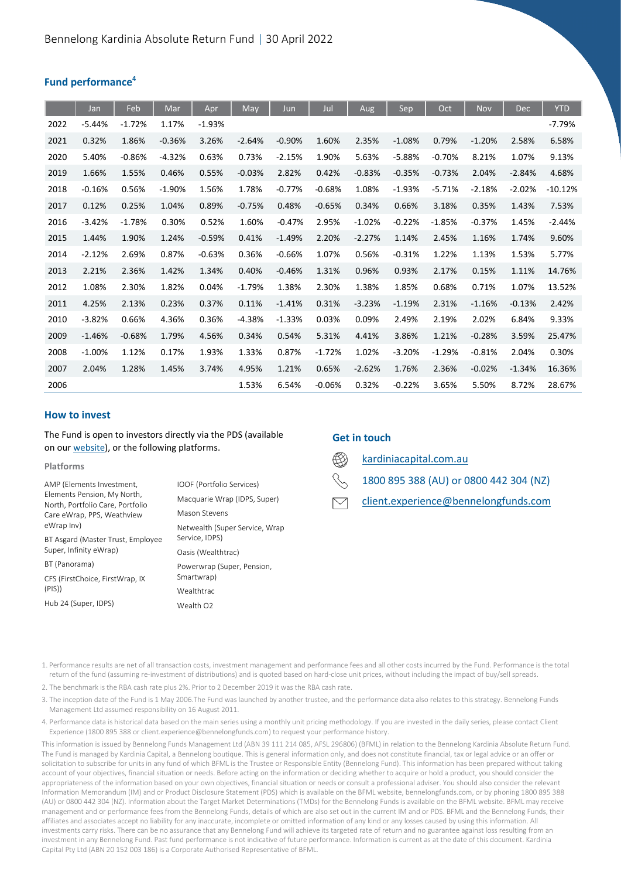## Fund performance[4]

| | Jan | Feb | Mar | Apr | May | Jun | Jul | Aug | Sep | Oct | Nov | Dec | YTD |
|---|---|---|---|---|---|---|---|---|---|---|---|---|---|
| 2022 | -5.44% | -1.72% | 1.17% | -1.93% | | | | | | | | | -7.79% |
| 2021 | 0.32% | 1.86% | -0.36% | 3.26% | -2.64% | -0.90% | 1.60% | 2.35% | -1.08% | 0.79% | -1.20% | 2.58% | 6.58% |
| 2020 | 5.40% | -0.86% | -4.32% | 0.63% | 0.73% | -2.15% | 1.90% | 5.63% | -5.88% | -0.70% | 8.21% | 1.07% | 9.13% |
| 2019 | 1.66% | 1.55% | 0.46% | 0.55% | -0.03% | 2.82% | 0.42% | -0.83% | -0.35% | -0.73% | 2.04% | -2.84% | 4.68% |
| 2018 | -0.16% | 0.56% | -1.90% | 1.56% | 1.78% | -0.77% | -0.68% | 1.08% | -1.93% | -5.71% | -2.18% | -2.02% | -10.12% |
| 2017 | 0.12% | 0.25% | 1.04% | 0.89% | -0.75% | 0.48% | -0.65% | 0.34% | 0.66% | 3.18% | 0.35% | 1.43% | 7.53% |
| 2016 | -3.42% | -1.78% | 0.30% | 0.52% | 1.60% | -0.47% | 2.95% | -1.02% | -0.22% | -1.85% | -0.37% | 1.45% | -2.44% |
| 2015 | 1.44% | 1.90% | 1.24% | -0.59% | 0.41% | -1.49% | 2.20% | -2.27% | 1.14% | 2.45% | 1.16% | 1.74% | 9.60% |
| 2014 | -2.12% | 2.69% | 0.87% | -0.63% | 0.36% | -0.66% | 1.07% | 0.56% | -0.31% | 1.22% | 1.13% | 1.53% | 5.77% |
| 2013 | 2.21% | 2.36% | 1.42% | 1.34% | 0.40% | -0.46% | 1.31% | 0.96% | 0.93% | 2.17% | 0.15% | 1.11% | 14.76% |
| 2012 | 1.08% | 2.30% | 1.82% | 0.04% | -1.79% | 1.38% | 2.30% | 1.38% | 1.85% | 0.68% | 0.71% | 1.07% | 13.52% |
| 2011 | 4.25% | 2.13% | 0.23% | 0.37% | 0.11% | -1.41% | 0.31% | -3.23% | -1.19% | 2.31% | -1.16% | -0.13% | 2.42% |
| 2010 | -3.82% | 0.66% | 4.36% | 0.36% | -4.38% | -1.33% | 0.03% | 0.09% | 2.49% | 2.19% | 2.02% | 6.84% | 9.33% |
| 2009 | -1.46% | -0.68% | 1.79% | 4.56% | 0.34% | 0.54% | 5.31% | 4.41% | 3.86% | 1.21% | -0.28% | 3.59% | 25.47% |
| 2008 | -1.00% | 1.12% | 0.17% | 1.93% | 1.33% | 0.87% | -1.72% | 1.02% | -3.20% | -1.29% | -0.81% | 2.04% | 0.30% |
| 2007 | 2.04% | 1.28% | 1.45% | 3.74% | 4.95% | 1.21% | 0.65% | -2.62% | 1.76% | 2.36% | -0.02% | -1.34% | 16.36% |
| 2006 | | | | | 1.53% | 6.54% | -0.06% | 0.32% | -0.22% | 3.65% | 5.50% | 8.72% | 28.67% |

## How to invest

The Fund is open to investors directly via the PDS (available on our website), or the following platforms.

**Platforms**

- AMP (Elements Investment, Elements Pension, My North, North, Portfolio Care, Portfolio Care eWrap, PPS, Weathview eWrap Inv)
- BT Asgard (Master Trust, Employee Super, Infinity eWrap)
- BT (Panorama)
- CFS (FirstChoice, FirstWrap, IX (PIS))
- Hub 24 (Super, IDPS)
- IOOF (Portfolio Services)
- Macquarie Wrap (IDPS, Super)
- Mason Stevens
- Netwealth (Super Service, Wrap Service, IDPS)
- Oasis (Wealthtrac)
- Powerwrap (Super, Pension, Smartwrap)
- Wealthtrac
- Wealth O2

## Get in touch

kardiniacapital.com.au

1800 895 388 (AU) or 0800 442 304 (NZ)

client.experience@bennelongfunds.com

1. Performance results are net of all transaction costs, investment management and performance fees and all other costs incurred by the Fund. Performance is the total return of the fund (assuming re-investment of distributions) and is quoted based on hard-close unit prices, without including the impact of buy/sell spreads.
2. The benchmark is the RBA cash rate plus 2%. Prior to 2 December 2019 it was the RBA cash rate.
3. The inception date of the Fund is 1 May 2006.The Fund was launched by another trustee, and the performance data also relates to this strategy. Bennelong Funds Management Ltd assumed responsibility on 16 August 2011.
4. Performance data is historical data based on the main series using a monthly unit pricing methodology. If you are invested in the daily series, please contact Client Experience (1800 895 388 or client.experience@bennelongfunds.com) to request your performance history.

This information is issued by Bennelong Funds Management Ltd (ABN 39 111 214 085, AFSL 296806) (BFML) in relation to the Bennelong Kardinia Absolute Return Fund. The Fund is managed by Kardinia Capital, a Bennelong boutique. This is general information only, and does not constitute financial, tax or legal advice or an offer or solicitation to subscribe for units in any fund of which BFML is the Trustee or Responsible Entity (Bennelong Fund). This information has been prepared without taking account of your objectives, financial situation or needs. Before acting on the information or deciding whether to acquire or hold a product, you should consider the appropriateness of the information based on your own objectives, financial situation or needs or consult a professional adviser. You should also consider the relevant Information Memorandum (IM) and or Product Disclosure Statement (PDS) which is available on the BFML website, bennelongfunds.com, or by phoning 1800 895 388 (AU) or 0800 442 304 (NZ). Information about the Target Market Determinations (TMDs) for the Bennelong Funds is available on the BFML website. BFML may receive management and or performance fees from the Bennelong Funds, details of which are also set out in the current IM and or PDS. BFML and the Bennelong Funds, their affiliates and associates accept no liability for any inaccurate, incomplete or omitted information of any kind or any losses caused by using this information. All investments carry risks. There can be no assurance that any Bennelong Fund will achieve its targeted rate of return and no guarantee against loss resulting from an investment in any Bennelong Fund. Past fund performance is not indicative of future performance. Information is current as at the date of this document. Kardinia Capital Pty Ltd (ABN 20 152 003 186) is a Corporate Authorised Representative of BFML.